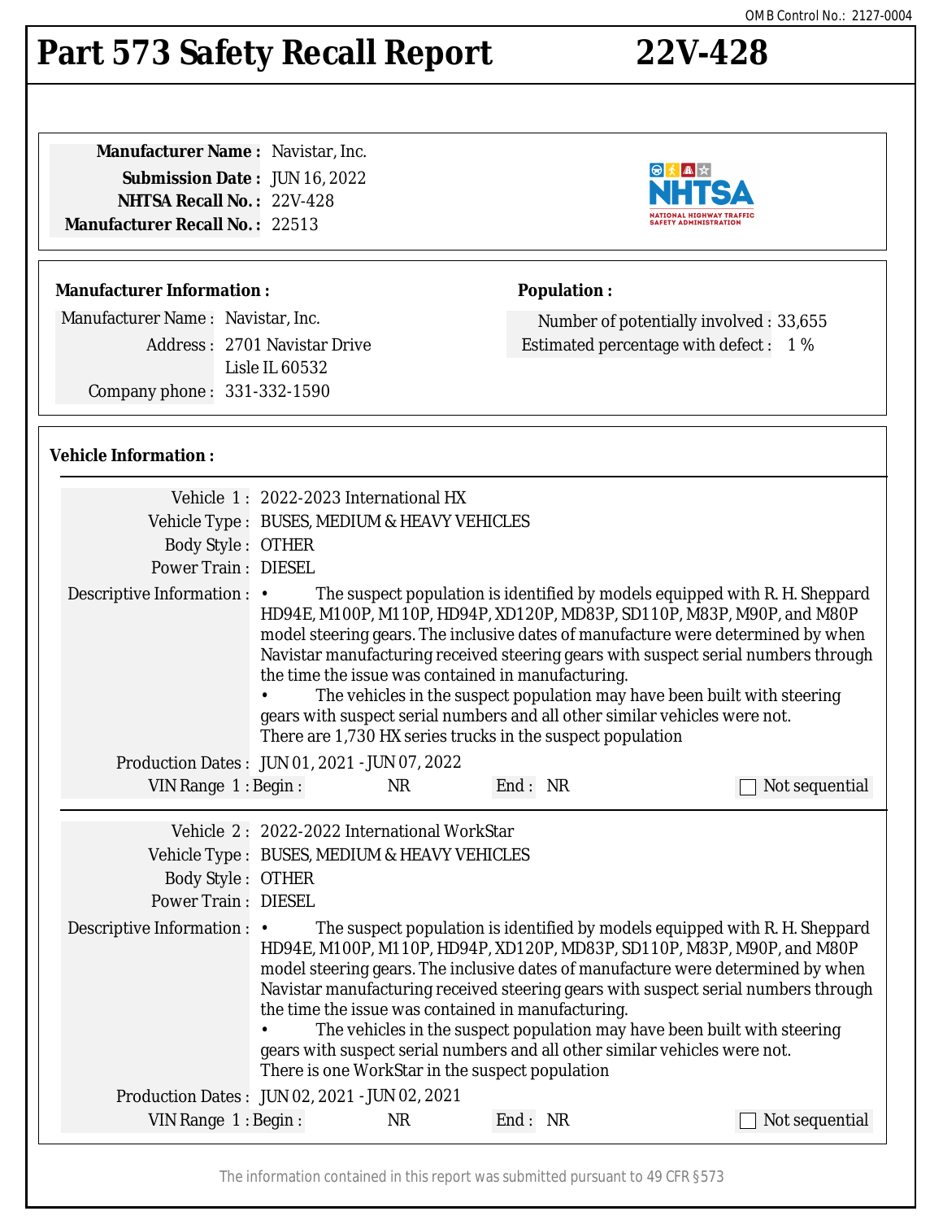OMB Control No.: 2127-0004

# Part 573 Safety Recall Report 22V-428

**Manufacturer Name :** Navistar, Inc.
**Submission Date :** JUN 16, 2022
**NHTSA Recall No. :** 22V-428
**Manufacturer Recall No. :** 22513

**Manufacturer Information :**

Manufacturer Name : Navistar, Inc.
Address : 2701 Navistar Drive
Lisle IL 60532
Company phone : 331-332-1590

**Population :**

Number of potentially involved : 33,655
Estimated percentage with defect : 1 %

**Vehicle Information :**

Vehicle 1 : 2022-2023 International HX
Vehicle Type : BUSES, MEDIUM & HEAVY VEHICLES
Body Style : OTHER
Power Train : DIESEL
Descriptive Information :
- The suspect population is identified by models equipped with R. H. Sheppard HD94E, M100P, M110P, HD94P, XD120P, MD83P, SD110P, M83P, M90P, and M80P model steering gears. The inclusive dates of manufacture were determined by when Navistar manufacturing received steering gears with suspect serial numbers through the time the issue was contained in manufacturing.
- The vehicles in the suspect population may have been built with steering gears with suspect serial numbers and all other similar vehicles were not.

There are 1,730 HX series trucks in the suspect population

Production Dates : JUN 01, 2021 - JUN 07, 2022
VIN Range 1 : Begin : NR End : NR ☐ Not sequential

Vehicle 2 : 2022-2022 International WorkStar
Vehicle Type : BUSES, MEDIUM & HEAVY VEHICLES
Body Style : OTHER
Power Train : DIESEL
Descriptive Information :
- The suspect population is identified by models equipped with R. H. Sheppard HD94E, M100P, M110P, HD94P, XD120P, MD83P, SD110P, M83P, M90P, and M80P model steering gears. The inclusive dates of manufacture were determined by when Navistar manufacturing received steering gears with suspect serial numbers through the time the issue was contained in manufacturing.
- The vehicles in the suspect population may have been built with steering gears with suspect serial numbers and all other similar vehicles were not.

There is one WorkStar in the suspect population

Production Dates : JUN 02, 2021 - JUN 02, 2021
VIN Range 1 : Begin : NR End : NR ☐ Not sequential

The information contained in this report was submitted pursuant to 49 CFR §573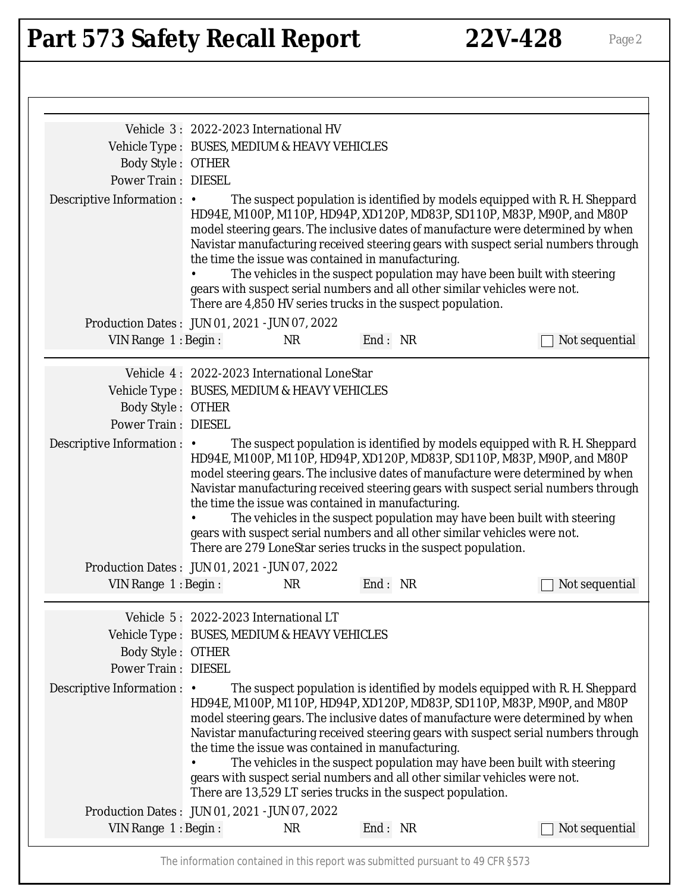Vehicle 3 : 2022-2023 International HV

Vehicle Type : BUSES, MEDIUM & HEAVY VEHICLES

Body Style : OTHER

Power Train : DIESEL

Descriptive Information :

- The suspect population is identified by models equipped with R. H. Sheppard HD94E, M100P, M110P, HD94P, XD120P, MD83P, SD110P, M83P, M90P, and M80P model steering gears. The inclusive dates of manufacture were determined by when Navistar manufacturing received steering gears with suspect serial numbers through the time the issue was contained in manufacturing.
- The vehicles in the suspect population may have been built with steering gears with suspect serial numbers and all other similar vehicles were not.

There are 4,850 HV series trucks in the suspect population.

Production Dates : JUN 01, 2021 - JUN 07, 2022

VIN Range 1 : Begin : NR End : NR ☐ Not sequential

---

Vehicle 4 : 2022-2023 International LoneStar

Vehicle Type : BUSES, MEDIUM & HEAVY VEHICLES

Body Style : OTHER

Power Train : DIESEL

Descriptive Information :

- The suspect population is identified by models equipped with R. H. Sheppard HD94E, M100P, M110P, HD94P, XD120P, MD83P, SD110P, M83P, M90P, and M80P model steering gears. The inclusive dates of manufacture were determined by when Navistar manufacturing received steering gears with suspect serial numbers through the time the issue was contained in manufacturing.
- The vehicles in the suspect population may have been built with steering gears with suspect serial numbers and all other similar vehicles were not.

There are 279 LoneStar series trucks in the suspect population.

Production Dates : JUN 01, 2021 - JUN 07, 2022

VIN Range 1 : Begin : NR End : NR ☐ Not sequential

---

Vehicle 5 : 2022-2023 International LT

Vehicle Type : BUSES, MEDIUM & HEAVY VEHICLES

Body Style : OTHER

Power Train : DIESEL

Descriptive Information :

- The suspect population is identified by models equipped with R. H. Sheppard HD94E, M100P, M110P, HD94P, XD120P, MD83P, SD110P, M83P, M90P, and M80P model steering gears. The inclusive dates of manufacture were determined by when Navistar manufacturing received steering gears with suspect serial numbers through the time the issue was contained in manufacturing.
- The vehicles in the suspect population may have been built with steering gears with suspect serial numbers and all other similar vehicles were not.

There are 13,529 LT series trucks in the suspect population.

Production Dates : JUN 01, 2021 - JUN 07, 2022

VIN Range 1 : Begin : NR End : NR ☐ Not sequential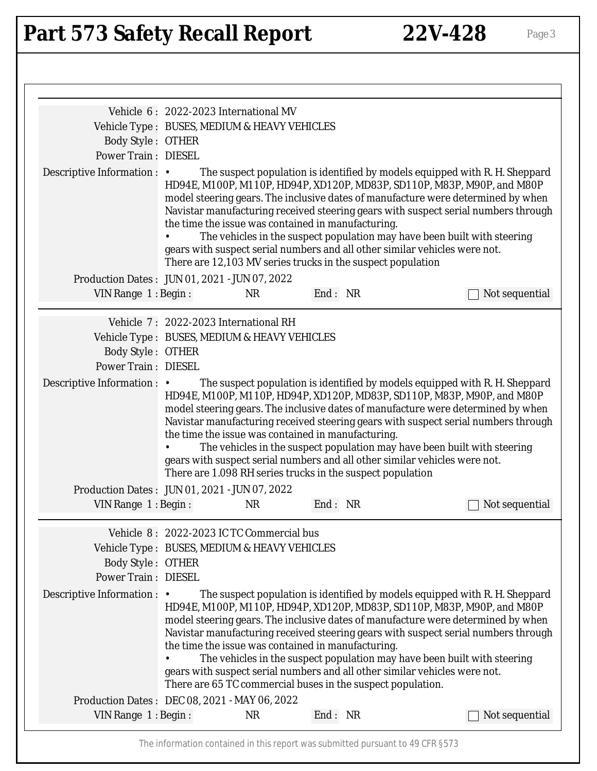**Vehicle 6 :** 2022-2023 International MV

**Vehicle Type :** BUSES, MEDIUM & HEAVY VEHICLES

**Body Style :** OTHER

**Power Train :** DIESEL

**Descriptive Information :**

- The suspect population is identified by models equipped with R. H. Sheppard HD94E, M100P, M110P, HD94P, XD120P, MD83P, SD110P, M83P, M90P, and M80P model steering gears. The inclusive dates of manufacture were determined by when Navistar manufacturing received steering gears with suspect serial numbers through the time the issue was contained in manufacturing.
- The vehicles in the suspect population may have been built with steering gears with suspect serial numbers and all other similar vehicles were not.

There are 12,103 MV series trucks in the suspect population

**Production Dates :** JUN 01, 2021 - JUN 07, 2022

**VIN Range 1 : Begin :** NR **End :** NR ☐ Not sequential

---

**Vehicle 7 :** 2022-2023 International RH

**Vehicle Type :** BUSES, MEDIUM & HEAVY VEHICLES

**Body Style :** OTHER

**Power Train :** DIESEL

**Descriptive Information :**

- The suspect population is identified by models equipped with R. H. Sheppard HD94E, M100P, M110P, HD94P, XD120P, MD83P, SD110P, M83P, M90P, and M80P model steering gears. The inclusive dates of manufacture were determined by when Navistar manufacturing received steering gears with suspect serial numbers through the time the issue was contained in manufacturing.
- The vehicles in the suspect population may have been built with steering gears with suspect serial numbers and all other similar vehicles were not.

There are 1.098 RH series trucks in the suspect population

**Production Dates :** JUN 01, 2021 - JUN 07, 2022

**VIN Range 1 : Begin :** NR **End :** NR ☐ Not sequential

---

**Vehicle 8 :** 2022-2023 IC TC Commercial bus

**Vehicle Type :** BUSES, MEDIUM & HEAVY VEHICLES

**Body Style :** OTHER

**Power Train :** DIESEL

**Descriptive Information :**

- The suspect population is identified by models equipped with R. H. Sheppard HD94E, M100P, M110P, HD94P, XD120P, MD83P, SD110P, M83P, M90P, and M80P model steering gears. The inclusive dates of manufacture were determined by when Navistar manufacturing received steering gears with suspect serial numbers through the time the issue was contained in manufacturing.
- The vehicles in the suspect population may have been built with steering gears with suspect serial numbers and all other similar vehicles were not.

There are 65 TC commercial buses in the suspect population.

**Production Dates :** DEC 08, 2021 - MAY 06, 2022

**VIN Range 1 : Begin :** NR **End :** NR ☐ Not sequential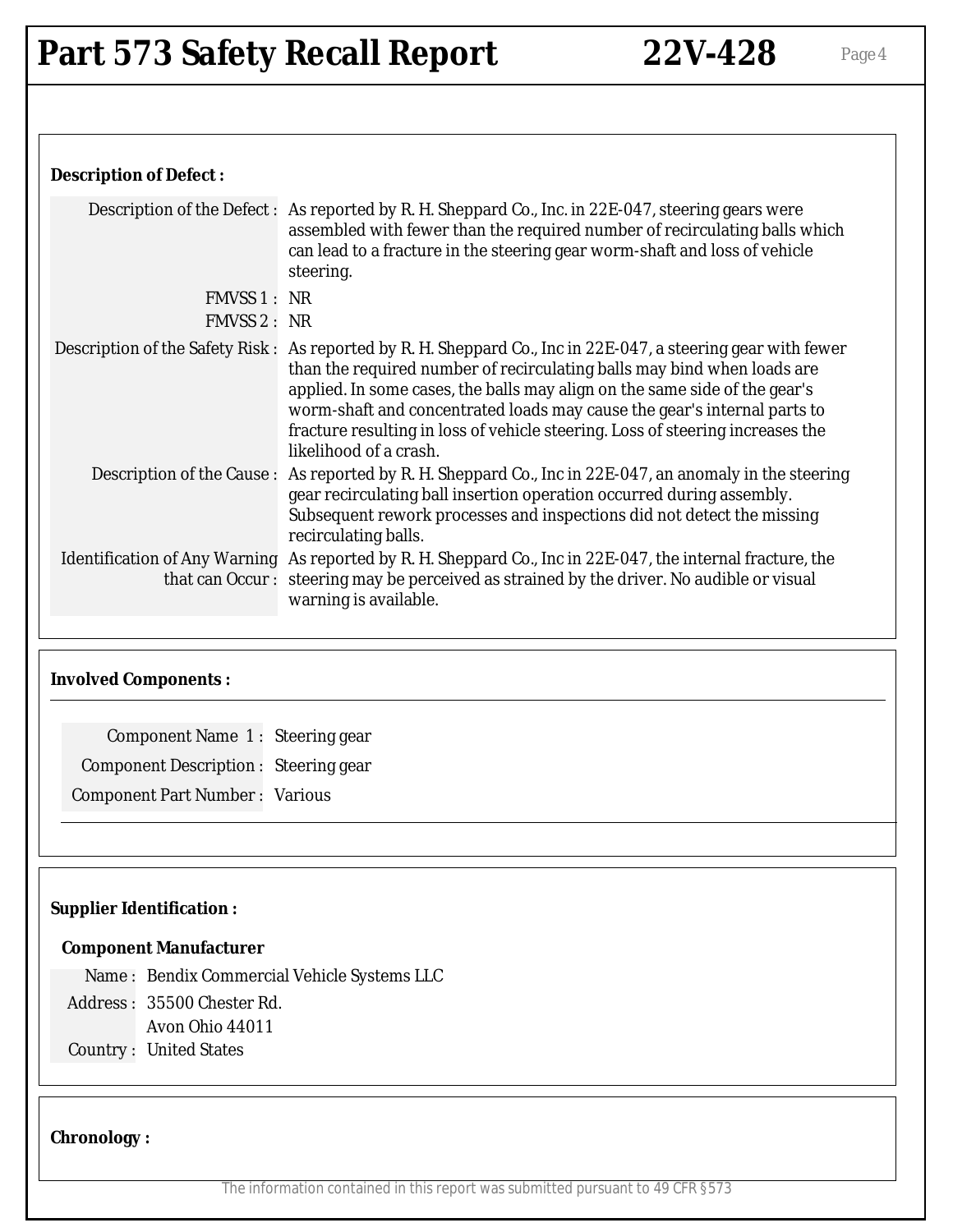# Part 573 Safety Recall Report 22V-428

**Description of Defect :**

| | |
|---|---|
| Description of the Defect : | As reported by R. H. Sheppard Co., Inc. in 22E-047, steering gears were assembled with fewer than the required number of recirculating balls which can lead to a fracture in the steering gear worm-shaft and loss of vehicle steering. |
| FMVSS 1 : | NR |
| FMVSS 2 : | NR |
| Description of the Safety Risk : | As reported by R. H. Sheppard Co., Inc in 22E-047, a steering gear with fewer than the required number of recirculating balls may bind when loads are applied. In some cases, the balls may align on the same side of the gear's worm-shaft and concentrated loads may cause the gear's internal parts to fracture resulting in loss of vehicle steering. Loss of steering increases the likelihood of a crash. |
| Description of the Cause : | As reported by R. H. Sheppard Co., Inc in 22E-047, an anomaly in the steering gear recirculating ball insertion operation occurred during assembly. Subsequent rework processes and inspections did not detect the missing recirculating balls. |
| Identification of Any Warning that can Occur : | As reported by R. H. Sheppard Co., Inc in 22E-047, the internal fracture, the steering may be perceived as strained by the driver. No audible or visual warning is available. |

**Involved Components :**

| | |
|---|---|
| Component Name 1 : | Steering gear |
| Component Description : | Steering gear |
| Component Part Number : | Various |

**Supplier Identification :**

**Component Manufacturer**

| | |
|---|---|
| Name : | Bendix Commercial Vehicle Systems LLC |
| Address : | 35500 Chester Rd.<br>Avon Ohio 44011 |
| Country : | United States |

**Chronology :**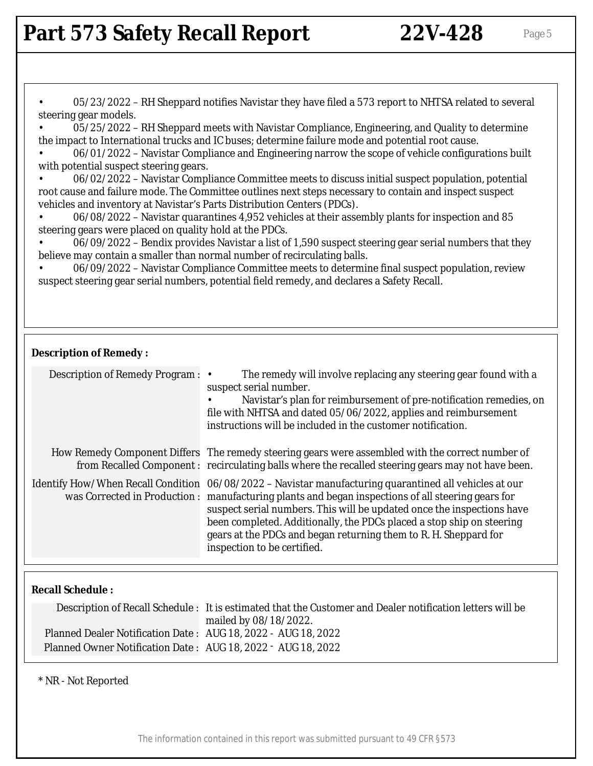- 05/23/2022 – RH Sheppard notifies Navistar they have filed a 573 report to NHTSA related to several steering gear models.
- 05/25/2022 – RH Sheppard meets with Navistar Compliance, Engineering, and Quality to determine the impact to International trucks and IC buses; determine failure mode and potential root cause.
- 06/01/2022 – Navistar Compliance and Engineering narrow the scope of vehicle configurations built with potential suspect steering gears.
- 06/02/2022 – Navistar Compliance Committee meets to discuss initial suspect population, potential root cause and failure mode. The Committee outlines next steps necessary to contain and inspect suspect vehicles and inventory at Navistar's Parts Distribution Centers (PDCs).
- 06/08/2022 – Navistar quarantines 4,952 vehicles at their assembly plants for inspection and 85 steering gears were placed on quality hold at the PDCs.
- 06/09/2022 – Bendix provides Navistar a list of 1,590 suspect steering gear serial numbers that they believe may contain a smaller than normal number of recirculating balls.
- 06/09/2022 – Navistar Compliance Committee meets to determine final suspect population, review suspect steering gear serial numbers, potential field remedy, and declares a Safety Recall.

**Description of Remedy :**

| | |
|---|---|
| Description of Remedy Program : | • The remedy will involve replacing any steering gear found with a suspect serial number.<br>• Navistar's plan for reimbursement of pre-notification remedies, on file with NHTSA and dated 05/06/2022, applies and reimbursement instructions will be included in the customer notification. |
| How Remedy Component Differs from Recalled Component : | The remedy steering gears were assembled with the correct number of recirculating balls where the recalled steering gears may not have been. |
| Identify How/When Recall Condition was Corrected in Production : | 06/08/2022 – Navistar manufacturing quarantined all vehicles at our manufacturing plants and began inspections of all steering gears for suspect serial numbers. This will be updated once the inspections have been completed. Additionally, the PDCs placed a stop ship on steering gears at the PDCs and began returning them to R. H. Sheppard for inspection to be certified. |

**Recall Schedule :**

| | |
|---|---|
| Description of Recall Schedule : | It is estimated that the Customer and Dealer notification letters will be mailed by 08/18/2022. |
| Planned Dealer Notification Date : | AUG 18, 2022 - AUG 18, 2022 |
| Planned Owner Notification Date : | AUG 18, 2022 - AUG 18, 2022 |

* NR - Not Reported